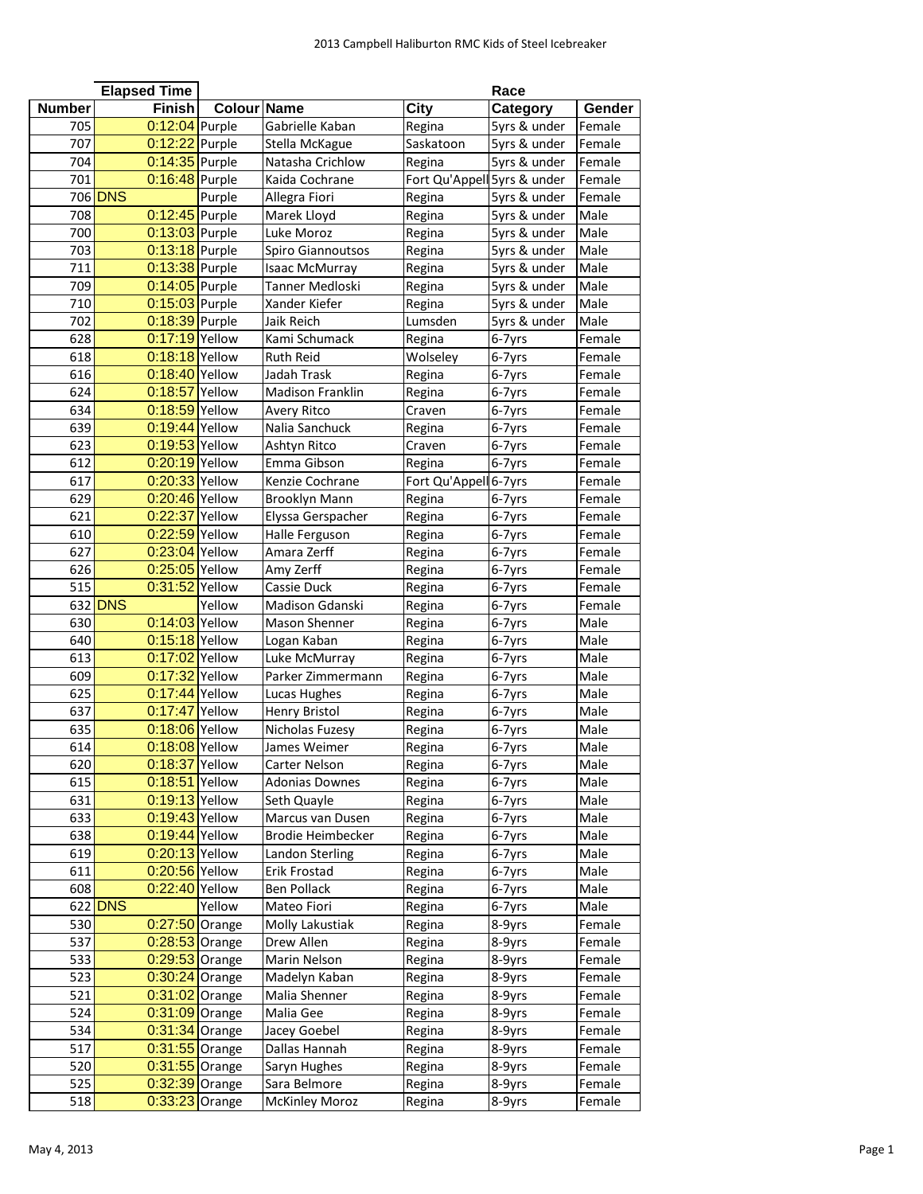# 2013 Campbell Haliburton RMC Kids of Steel Icebreaker

| | Elapsed Time | | | | Race | |
|---|---|---|---|---|---|---|
| Number | Finish | Colour | Name | City | Category | Gender |
| 705 | 0:12:04 | Purple | Gabrielle Kaban | Regina | 5yrs & under | Female |
| 707 | 0:12:22 | Purple | Stella McKague | Saskatoon | 5yrs & under | Female |
| 704 | 0:14:35 | Purple | Natasha Crichlow | Regina | 5yrs & under | Female |
| 701 | 0:16:48 | Purple | Kaida Cochrane | Fort Qu'Appell | 5yrs & under | Female |
| 706 | DNS | Purple | Allegra Fiori | Regina | 5yrs & under | Female |
| 708 | 0:12:45 | Purple | Marek Lloyd | Regina | 5yrs & under | Male |
| 700 | 0:13:03 | Purple | Luke Moroz | Regina | 5yrs & under | Male |
| 703 | 0:13:18 | Purple | Spiro Giannoutsos | Regina | 5yrs & under | Male |
| 711 | 0:13:38 | Purple | Isaac McMurray | Regina | 5yrs & under | Male |
| 709 | 0:14:05 | Purple | Tanner Medloski | Regina | 5yrs & under | Male |
| 710 | 0:15:03 | Purple | Xander Kiefer | Regina | 5yrs & under | Male |
| 702 | 0:18:39 | Purple | Jaik Reich | Lumsden | 5yrs & under | Male |
| 628 | 0:17:19 | Yellow | Kami Schumack | Regina | 6-7yrs | Female |
| 618 | 0:18:18 | Yellow | Ruth Reid | Wolseley | 6-7yrs | Female |
| 616 | 0:18:40 | Yellow | Jadah Trask | Regina | 6-7yrs | Female |
| 624 | 0:18:57 | Yellow | Madison Franklin | Regina | 6-7yrs | Female |
| 634 | 0:18:59 | Yellow | Avery Ritco | Craven | 6-7yrs | Female |
| 639 | 0:19:44 | Yellow | Nalia Sanchuck | Regina | 6-7yrs | Female |
| 623 | 0:19:53 | Yellow | Ashtyn Ritco | Craven | 6-7yrs | Female |
| 612 | 0:20:19 | Yellow | Emma Gibson | Regina | 6-7yrs | Female |
| 617 | 0:20:33 | Yellow | Kenzie Cochrane | Fort Qu'Appell | 6-7yrs | Female |
| 629 | 0:20:46 | Yellow | Brooklyn Mann | Regina | 6-7yrs | Female |
| 621 | 0:22:37 | Yellow | Elyssa Gerspacher | Regina | 6-7yrs | Female |
| 610 | 0:22:59 | Yellow | Halle Ferguson | Regina | 6-7yrs | Female |
| 627 | 0:23:04 | Yellow | Amara Zerff | Regina | 6-7yrs | Female |
| 626 | 0:25:05 | Yellow | Amy Zerff | Regina | 6-7yrs | Female |
| 515 | 0:31:52 | Yellow | Cassie Duck | Regina | 6-7yrs | Female |
| 632 | DNS | Yellow | Madison Gdanski | Regina | 6-7yrs | Female |
| 630 | 0:14:03 | Yellow | Mason Shenner | Regina | 6-7yrs | Male |
| 640 | 0:15:18 | Yellow | Logan Kaban | Regina | 6-7yrs | Male |
| 613 | 0:17:02 | Yellow | Luke McMurray | Regina | 6-7yrs | Male |
| 609 | 0:17:32 | Yellow | Parker Zimmermann | Regina | 6-7yrs | Male |
| 625 | 0:17:44 | Yellow | Lucas Hughes | Regina | 6-7yrs | Male |
| 637 | 0:17:47 | Yellow | Henry Bristol | Regina | 6-7yrs | Male |
| 635 | 0:18:06 | Yellow | Nicholas Fuzesy | Regina | 6-7yrs | Male |
| 614 | 0:18:08 | Yellow | James Weimer | Regina | 6-7yrs | Male |
| 620 | 0:18:37 | Yellow | Carter Nelson | Regina | 6-7yrs | Male |
| 615 | 0:18:51 | Yellow | Adonias Downes | Regina | 6-7yrs | Male |
| 631 | 0:19:13 | Yellow | Seth Quayle | Regina | 6-7yrs | Male |
| 633 | 0:19:43 | Yellow | Marcus van Dusen | Regina | 6-7yrs | Male |
| 638 | 0:19:44 | Yellow | Brodie Heimbecker | Regina | 6-7yrs | Male |
| 619 | 0:20:13 | Yellow | Landon Sterling | Regina | 6-7yrs | Male |
| 611 | 0:20:56 | Yellow | Erik Frostad | Regina | 6-7yrs | Male |
| 608 | 0:22:40 | Yellow | Ben Pollack | Regina | 6-7yrs | Male |
| 622 | DNS | Yellow | Mateo Fiori | Regina | 6-7yrs | Male |
| 530 | 0:27:50 | Orange | Molly Lakustiak | Regina | 8-9yrs | Female |
| 537 | 0:28:53 | Orange | Drew Allen | Regina | 8-9yrs | Female |
| 533 | 0:29:53 | Orange | Marin Nelson | Regina | 8-9yrs | Female |
| 523 | 0:30:24 | Orange | Madelyn Kaban | Regina | 8-9yrs | Female |
| 521 | 0:31:02 | Orange | Malia Shenner | Regina | 8-9yrs | Female |
| 524 | 0:31:09 | Orange | Malia Gee | Regina | 8-9yrs | Female |
| 534 | 0:31:34 | Orange | Jacey Goebel | Regina | 8-9yrs | Female |
| 517 | 0:31:55 | Orange | Dallas Hannah | Regina | 8-9yrs | Female |
| 520 | 0:31:55 | Orange | Saryn Hughes | Regina | 8-9yrs | Female |
| 525 | 0:32:39 | Orange | Sara Belmore | Regina | 8-9yrs | Female |
| 518 | 0:33:23 | Orange | McKinley Moroz | Regina | 8-9yrs | Female |

May 4, 2013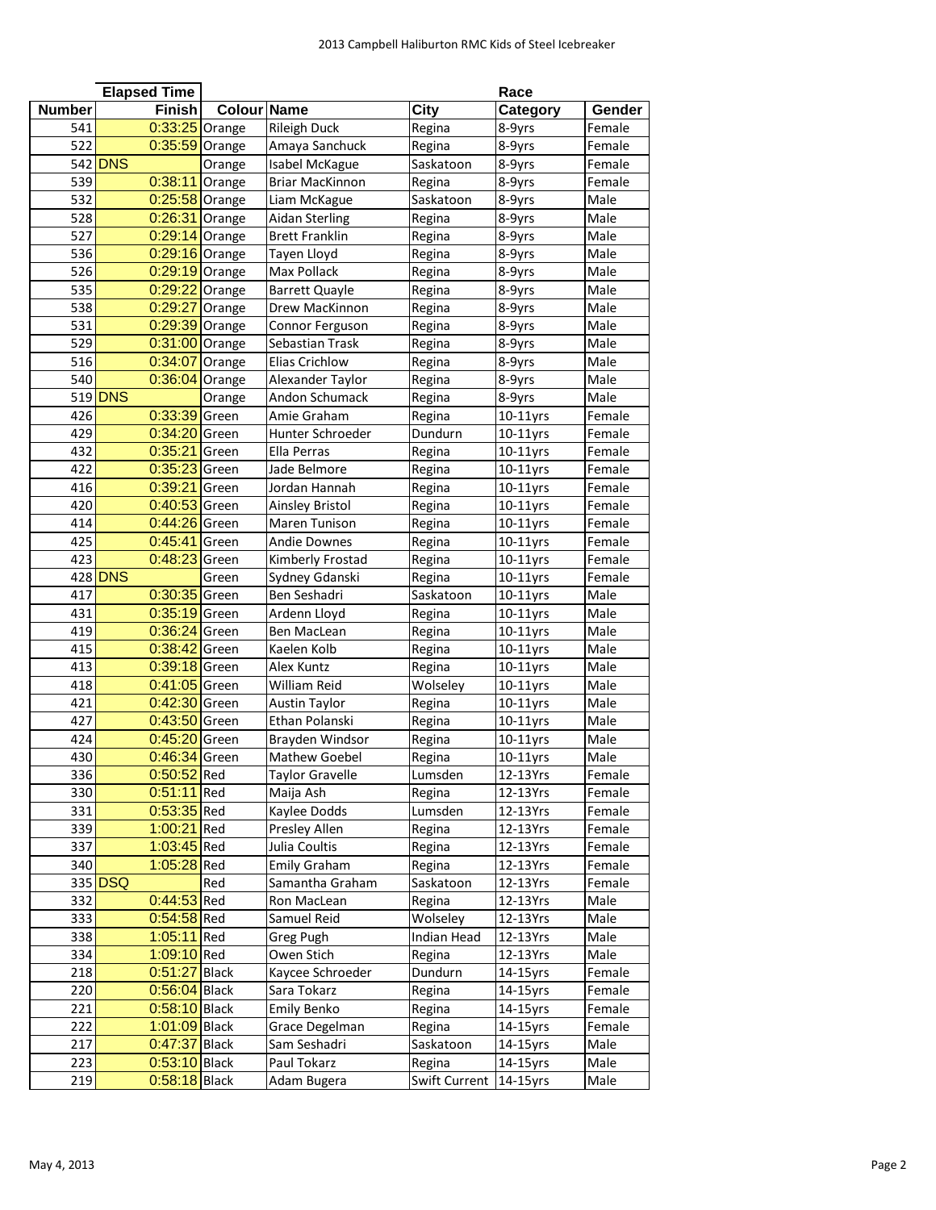| | Elapsed Time | | | | Race | |
|---|---|---|---|---|---|---|
| Number | Finish | Colour | Name | City | Category | Gender |
| 541 | 0:33:25 | Orange | Rileigh Duck | Regina | 8-9yrs | Female |
| 522 | 0:35:59 | Orange | Amaya Sanchuck | Regina | 8-9yrs | Female |
| 542 | DNS | Orange | Isabel McKague | Saskatoon | 8-9yrs | Female |
| 539 | 0:38:11 | Orange | Briar MacKinnon | Regina | 8-9yrs | Female |
| 532 | 0:25:58 | Orange | Liam McKague | Saskatoon | 8-9yrs | Male |
| 528 | 0:26:31 | Orange | Aidan Sterling | Regina | 8-9yrs | Male |
| 527 | 0:29:14 | Orange | Brett Franklin | Regina | 8-9yrs | Male |
| 536 | 0:29:16 | Orange | Tayen Lloyd | Regina | 8-9yrs | Male |
| 526 | 0:29:19 | Orange | Max Pollack | Regina | 8-9yrs | Male |
| 535 | 0:29:22 | Orange | Barrett Quayle | Regina | 8-9yrs | Male |
| 538 | 0:29:27 | Orange | Drew MacKinnon | Regina | 8-9yrs | Male |
| 531 | 0:29:39 | Orange | Connor Ferguson | Regina | 8-9yrs | Male |
| 529 | 0:31:00 | Orange | Sebastian Trask | Regina | 8-9yrs | Male |
| 516 | 0:34:07 | Orange | Elias Crichlow | Regina | 8-9yrs | Male |
| 540 | 0:36:04 | Orange | Alexander Taylor | Regina | 8-9yrs | Male |
| 519 | DNS | Orange | Andon Schumack | Regina | 8-9yrs | Male |
| 426 | 0:33:39 | Green | Amie Graham | Regina | 10-11yrs | Female |
| 429 | 0:34:20 | Green | Hunter Schroeder | Dundurn | 10-11yrs | Female |
| 432 | 0:35:21 | Green | Ella Perras | Regina | 10-11yrs | Female |
| 422 | 0:35:23 | Green | Jade Belmore | Regina | 10-11yrs | Female |
| 416 | 0:39:21 | Green | Jordan Hannah | Regina | 10-11yrs | Female |
| 420 | 0:40:53 | Green | Ainsley Bristol | Regina | 10-11yrs | Female |
| 414 | 0:44:26 | Green | Maren Tunison | Regina | 10-11yrs | Female |
| 425 | 0:45:41 | Green | Andie Downes | Regina | 10-11yrs | Female |
| 423 | 0:48:23 | Green | Kimberly Frostad | Regina | 10-11yrs | Female |
| 428 | DNS | Green | Sydney Gdanski | Regina | 10-11yrs | Female |
| 417 | 0:30:35 | Green | Ben Seshadri | Saskatoon | 10-11yrs | Male |
| 431 | 0:35:19 | Green | Ardenn Lloyd | Regina | 10-11yrs | Male |
| 419 | 0:36:24 | Green | Ben MacLean | Regina | 10-11yrs | Male |
| 415 | 0:38:42 | Green | Kaelen Kolb | Regina | 10-11yrs | Male |
| 413 | 0:39:18 | Green | Alex Kuntz | Regina | 10-11yrs | Male |
| 418 | 0:41:05 | Green | William Reid | Wolseley | 10-11yrs | Male |
| 421 | 0:42:30 | Green | Austin Taylor | Regina | 10-11yrs | Male |
| 427 | 0:43:50 | Green | Ethan Polanski | Regina | 10-11yrs | Male |
| 424 | 0:45:20 | Green | Brayden Windsor | Regina | 10-11yrs | Male |
| 430 | 0:46:34 | Green | Mathew Goebel | Regina | 10-11yrs | Male |
| 336 | 0:50:52 | Red | Taylor Gravelle | Lumsden | 12-13Yrs | Female |
| 330 | 0:51:11 | Red | Maija Ash | Regina | 12-13Yrs | Female |
| 331 | 0:53:35 | Red | Kaylee Dodds | Lumsden | 12-13Yrs | Female |
| 339 | 1:00:21 | Red | Presley Allen | Regina | 12-13Yrs | Female |
| 337 | 1:03:45 | Red | Julia Coultis | Regina | 12-13Yrs | Female |
| 340 | 1:05:28 | Red | Emily Graham | Regina | 12-13Yrs | Female |
| 335 | DSQ | Red | Samantha Graham | Saskatoon | 12-13Yrs | Female |
| 332 | 0:44:53 | Red | Ron MacLean | Regina | 12-13Yrs | Male |
| 333 | 0:54:58 | Red | Samuel Reid | Wolseley | 12-13Yrs | Male |
| 338 | 1:05:11 | Red | Greg Pugh | Indian Head | 12-13Yrs | Male |
| 334 | 1:09:10 | Red | Owen Stich | Regina | 12-13Yrs | Male |
| 218 | 0:51:27 | Black | Kaycee Schroeder | Dundurn | 14-15yrs | Female |
| 220 | 0:56:04 | Black | Sara Tokarz | Regina | 14-15yrs | Female |
| 221 | 0:58:10 | Black | Emily Benko | Regina | 14-15yrs | Female |
| 222 | 1:01:09 | Black | Grace Degelman | Regina | 14-15yrs | Female |
| 217 | 0:47:37 | Black | Sam Seshadri | Saskatoon | 14-15yrs | Male |
| 223 | 0:53:10 | Black | Paul Tokarz | Regina | 14-15yrs | Male |
| 219 | 0:58:18 | Black | Adam Bugera | Swift Current | 14-15yrs | Male |